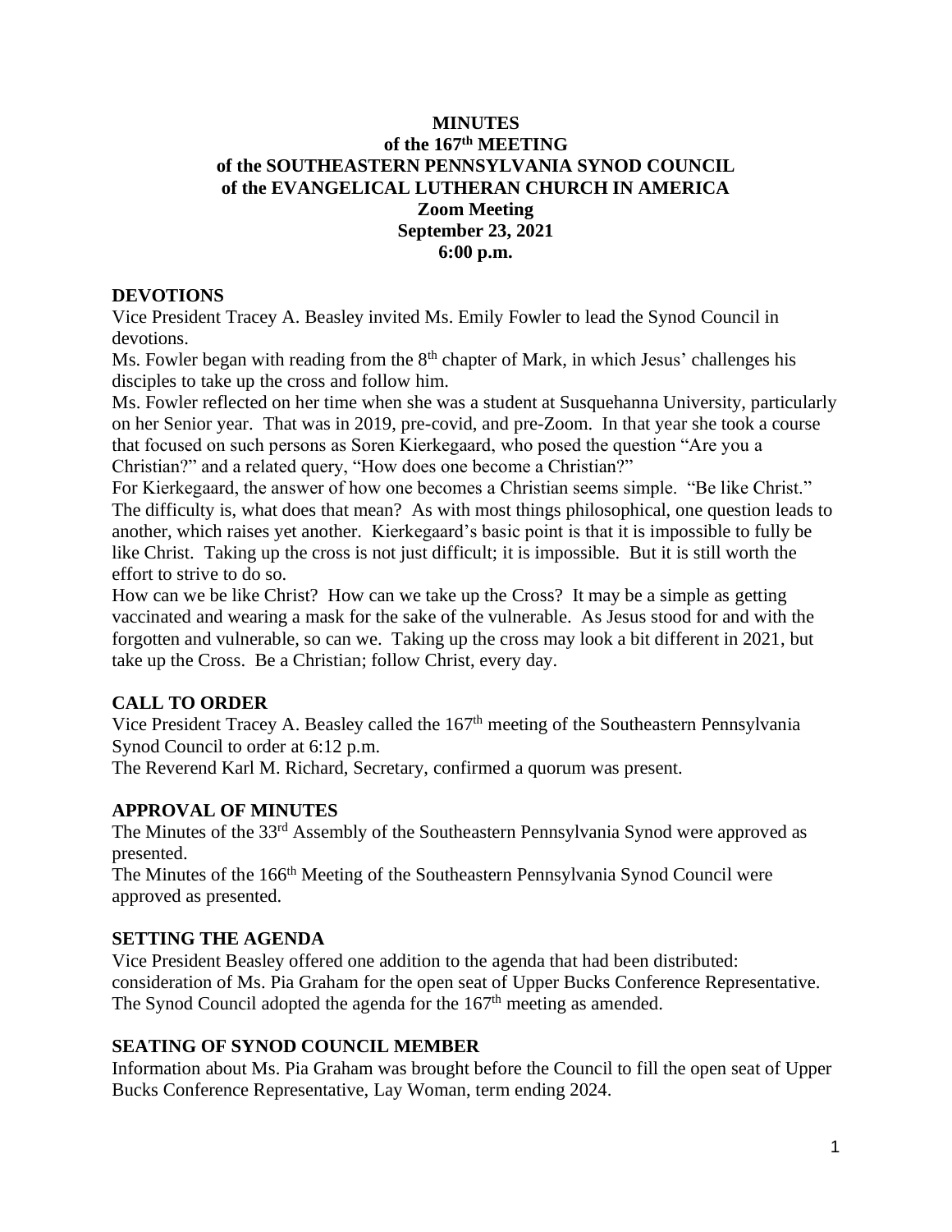**MINUTES**
**of the 167th MEETING**
**of the SOUTHEASTERN PENNSYLVANIA SYNOD COUNCIL**
**of the EVANGELICAL LUTHERAN CHURCH IN AMERICA**
**Zoom Meeting**
**September 23, 2021**
**6:00 p.m.**

## DEVOTIONS

Vice President Tracey A. Beasley invited Ms. Emily Fowler to lead the Synod Council in devotions.

Ms. Fowler began with reading from the 8th chapter of Mark, in which Jesus' challenges his disciples to take up the cross and follow him.

Ms. Fowler reflected on her time when she was a student at Susquehanna University, particularly on her Senior year. That was in 2019, pre-covid, and pre-Zoom. In that year she took a course that focused on such persons as Soren Kierkegaard, who posed the question "Are you a Christian?" and a related query, "How does one become a Christian?"

For Kierkegaard, the answer of how one becomes a Christian seems simple. "Be like Christ." The difficulty is, what does that mean? As with most things philosophical, one question leads to another, which raises yet another. Kierkegaard's basic point is that it is impossible to fully be like Christ. Taking up the cross is not just difficult; it is impossible. But it is still worth the effort to strive to do so.

How can we be like Christ? How can we take up the Cross? It may be a simple as getting vaccinated and wearing a mask for the sake of the vulnerable. As Jesus stood for and with the forgotten and vulnerable, so can we. Taking up the cross may look a bit different in 2021, but take up the Cross. Be a Christian; follow Christ, every day.

## CALL TO ORDER

Vice President Tracey A. Beasley called the 167th meeting of the Southeastern Pennsylvania Synod Council to order at 6:12 p.m.

The Reverend Karl M. Richard, Secretary, confirmed a quorum was present.

## APPROVAL OF MINUTES

The Minutes of the 33rd Assembly of the Southeastern Pennsylvania Synod were approved as presented.

The Minutes of the 166th Meeting of the Southeastern Pennsylvania Synod Council were approved as presented.

## SETTING THE AGENDA

Vice President Beasley offered one addition to the agenda that had been distributed: consideration of Ms. Pia Graham for the open seat of Upper Bucks Conference Representative. The Synod Council adopted the agenda for the 167th meeting as amended.

## SEATING OF SYNOD COUNCIL MEMBER

Information about Ms. Pia Graham was brought before the Council to fill the open seat of Upper Bucks Conference Representative, Lay Woman, term ending 2024.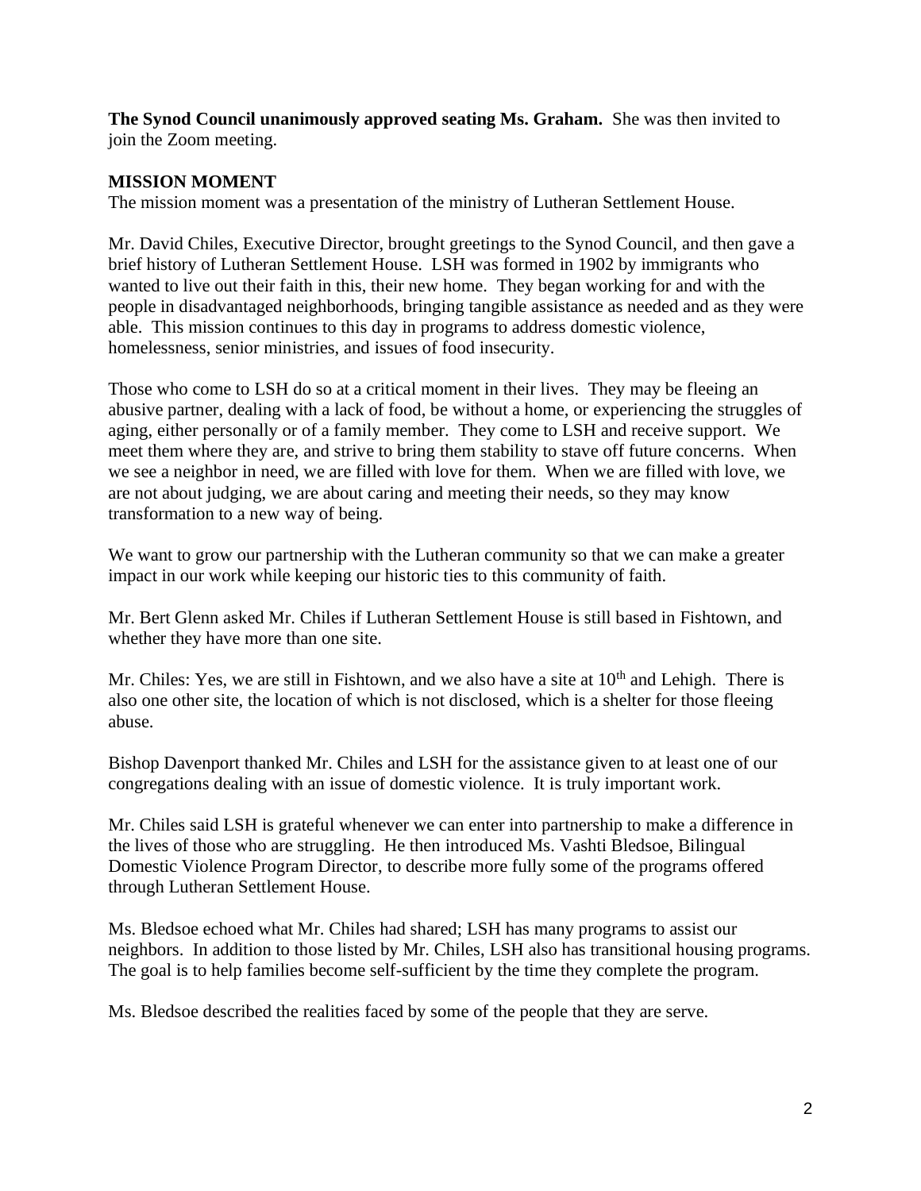**The Synod Council unanimously approved seating Ms. Graham.** She was then invited to join the Zoom meeting.

**MISSION MOMENT**

The mission moment was a presentation of the ministry of Lutheran Settlement House.

Mr. David Chiles, Executive Director, brought greetings to the Synod Council, and then gave a brief history of Lutheran Settlement House. LSH was formed in 1902 by immigrants who wanted to live out their faith in this, their new home. They began working for and with the people in disadvantaged neighborhoods, bringing tangible assistance as needed and as they were able. This mission continues to this day in programs to address domestic violence, homelessness, senior ministries, and issues of food insecurity.

Those who come to LSH do so at a critical moment in their lives. They may be fleeing an abusive partner, dealing with a lack of food, be without a home, or experiencing the struggles of aging, either personally or of a family member. They come to LSH and receive support. We meet them where they are, and strive to bring them stability to stave off future concerns. When we see a neighbor in need, we are filled with love for them. When we are filled with love, we are not about judging, we are about caring and meeting their needs, so they may know transformation to a new way of being.

We want to grow our partnership with the Lutheran community so that we can make a greater impact in our work while keeping our historic ties to this community of faith.

Mr. Bert Glenn asked Mr. Chiles if Lutheran Settlement House is still based in Fishtown, and whether they have more than one site.

Mr. Chiles: Yes, we are still in Fishtown, and we also have a site at 10th and Lehigh. There is also one other site, the location of which is not disclosed, which is a shelter for those fleeing abuse.

Bishop Davenport thanked Mr. Chiles and LSH for the assistance given to at least one of our congregations dealing with an issue of domestic violence. It is truly important work.

Mr. Chiles said LSH is grateful whenever we can enter into partnership to make a difference in the lives of those who are struggling. He then introduced Ms. Vashti Bledsoe, Bilingual Domestic Violence Program Director, to describe more fully some of the programs offered through Lutheran Settlement House.

Ms. Bledsoe echoed what Mr. Chiles had shared; LSH has many programs to assist our neighbors. In addition to those listed by Mr. Chiles, LSH also has transitional housing programs. The goal is to help families become self-sufficient by the time they complete the program.

Ms. Bledsoe described the realities faced by some of the people that they are serve.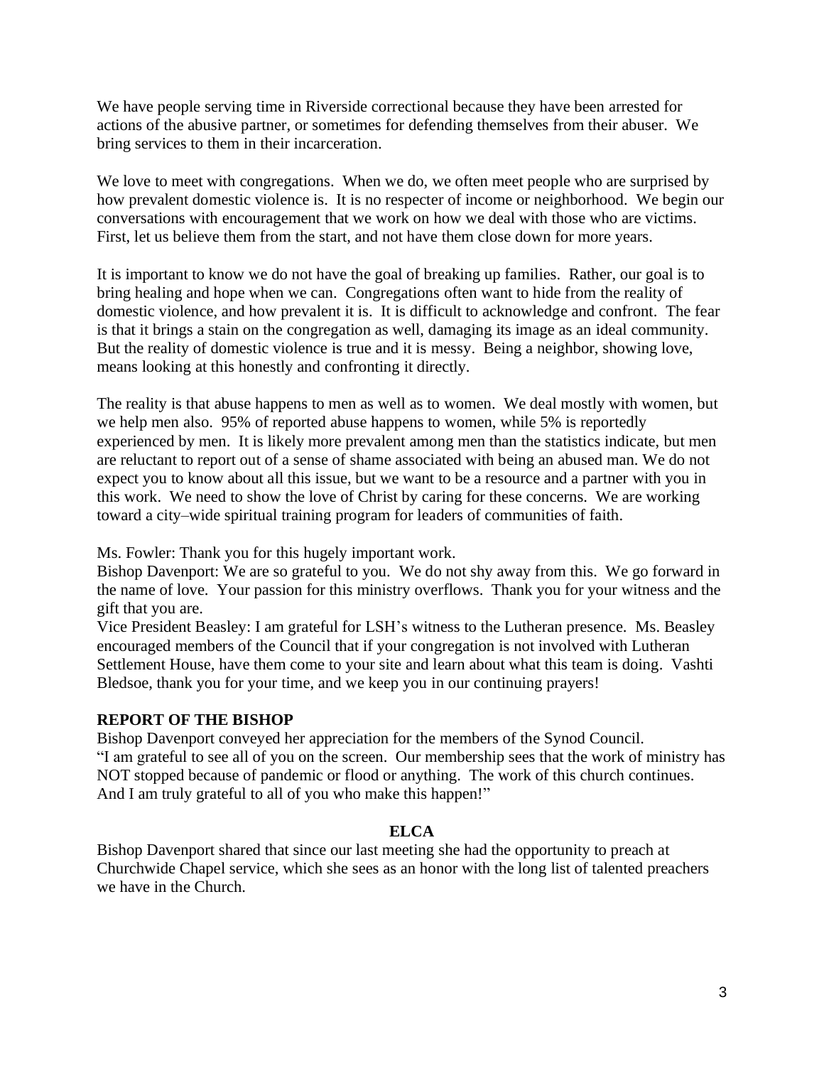We have people serving time in Riverside correctional because they have been arrested for actions of the abusive partner, or sometimes for defending themselves from their abuser. We bring services to them in their incarceration.

We love to meet with congregations. When we do, we often meet people who are surprised by how prevalent domestic violence is. It is no respecter of income or neighborhood. We begin our conversations with encouragement that we work on how we deal with those who are victims. First, let us believe them from the start, and not have them close down for more years.

It is important to know we do not have the goal of breaking up families. Rather, our goal is to bring healing and hope when we can. Congregations often want to hide from the reality of domestic violence, and how prevalent it is. It is difficult to acknowledge and confront. The fear is that it brings a stain on the congregation as well, damaging its image as an ideal community. But the reality of domestic violence is true and it is messy. Being a neighbor, showing love, means looking at this honestly and confronting it directly.

The reality is that abuse happens to men as well as to women. We deal mostly with women, but we help men also. 95% of reported abuse happens to women, while 5% is reportedly experienced by men. It is likely more prevalent among men than the statistics indicate, but men are reluctant to report out of a sense of shame associated with being an abused man. We do not expect you to know about all this issue, but we want to be a resource and a partner with you in this work. We need to show the love of Christ by caring for these concerns. We are working toward a city–wide spiritual training program for leaders of communities of faith.

Ms. Fowler: Thank you for this hugely important work.
Bishop Davenport: We are so grateful to you. We do not shy away from this. We go forward in the name of love. Your passion for this ministry overflows. Thank you for your witness and the gift that you are.
Vice President Beasley: I am grateful for LSH's witness to the Lutheran presence. Ms. Beasley encouraged members of the Council that if your congregation is not involved with Lutheran Settlement House, have them come to your site and learn about what this team is doing. Vashti Bledsoe, thank you for your time, and we keep you in our continuing prayers!

## REPORT OF THE BISHOP

Bishop Davenport conveyed her appreciation for the members of the Synod Council.
"I am grateful to see all of you on the screen. Our membership sees that the work of ministry has NOT stopped because of pandemic or flood or anything. The work of this church continues. And I am truly grateful to all of you who make this happen!"

### ELCA

Bishop Davenport shared that since our last meeting she had the opportunity to preach at Churchwide Chapel service, which she sees as an honor with the long list of talented preachers we have in the Church.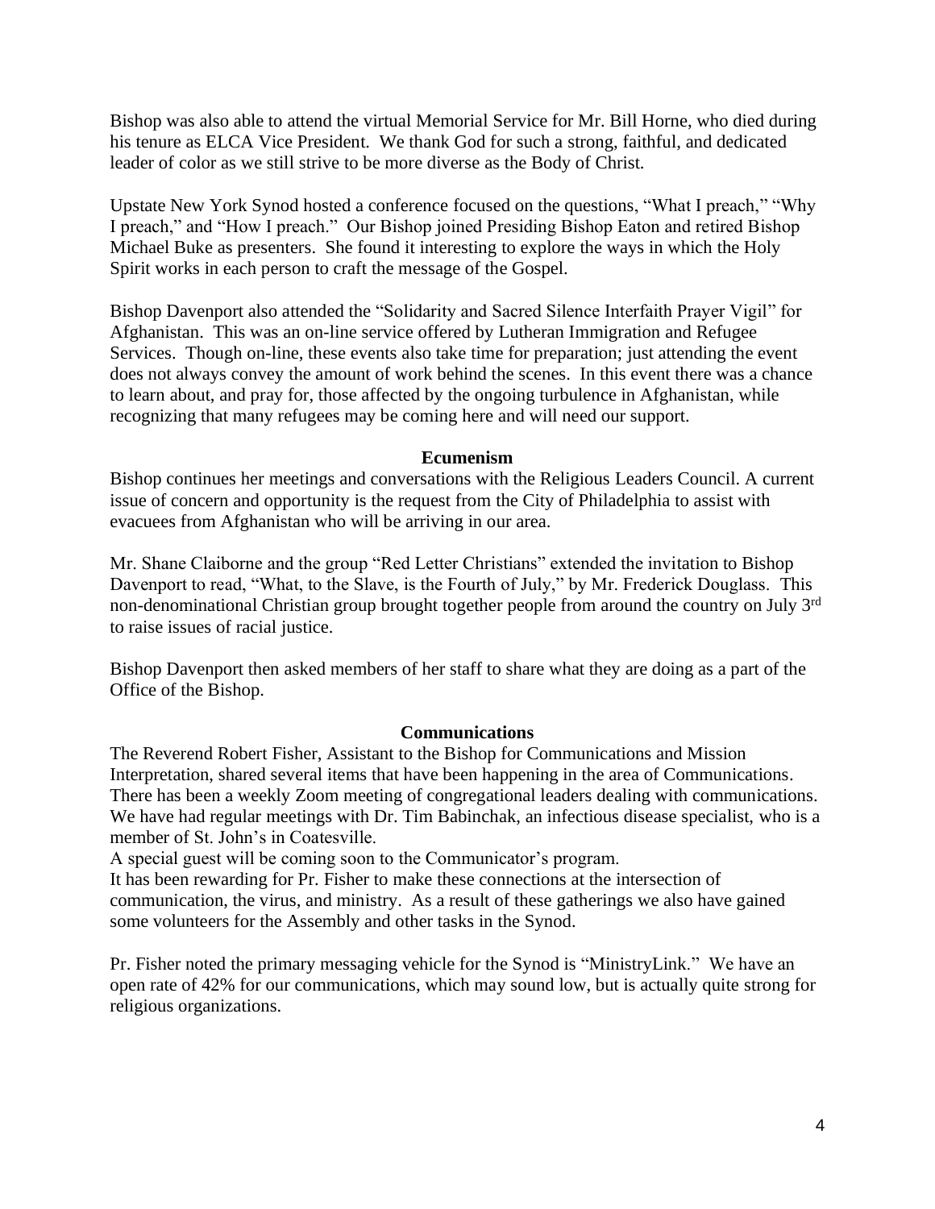Bishop was also able to attend the virtual Memorial Service for Mr. Bill Horne, who died during his tenure as ELCA Vice President. We thank God for such a strong, faithful, and dedicated leader of color as we still strive to be more diverse as the Body of Christ.

Upstate New York Synod hosted a conference focused on the questions, "What I preach," "Why I preach," and "How I preach." Our Bishop joined Presiding Bishop Eaton and retired Bishop Michael Buke as presenters. She found it interesting to explore the ways in which the Holy Spirit works in each person to craft the message of the Gospel.

Bishop Davenport also attended the "Solidarity and Sacred Silence Interfaith Prayer Vigil" for Afghanistan. This was an on-line service offered by Lutheran Immigration and Refugee Services. Though on-line, these events also take time for preparation; just attending the event does not always convey the amount of work behind the scenes. In this event there was a chance to learn about, and pray for, those affected by the ongoing turbulence in Afghanistan, while recognizing that many refugees may be coming here and will need our support.

**Ecumenism**

Bishop continues her meetings and conversations with the Religious Leaders Council. A current issue of concern and opportunity is the request from the City of Philadelphia to assist with evacuees from Afghanistan who will be arriving in our area.

Mr. Shane Claiborne and the group "Red Letter Christians" extended the invitation to Bishop Davenport to read, "What, to the Slave, is the Fourth of July," by Mr. Frederick Douglass. This non-denominational Christian group brought together people from around the country on July 3rd to raise issues of racial justice.

Bishop Davenport then asked members of her staff to share what they are doing as a part of the Office of the Bishop.

**Communications**

The Reverend Robert Fisher, Assistant to the Bishop for Communications and Mission Interpretation, shared several items that have been happening in the area of Communications. There has been a weekly Zoom meeting of congregational leaders dealing with communications. We have had regular meetings with Dr. Tim Babinchak, an infectious disease specialist, who is a member of St. John's in Coatesville.
A special guest will be coming soon to the Communicator's program.
It has been rewarding for Pr. Fisher to make these connections at the intersection of communication, the virus, and ministry. As a result of these gatherings we also have gained some volunteers for the Assembly and other tasks in the Synod.

Pr. Fisher noted the primary messaging vehicle for the Synod is "MinistryLink." We have an open rate of 42% for our communications, which may sound low, but is actually quite strong for religious organizations.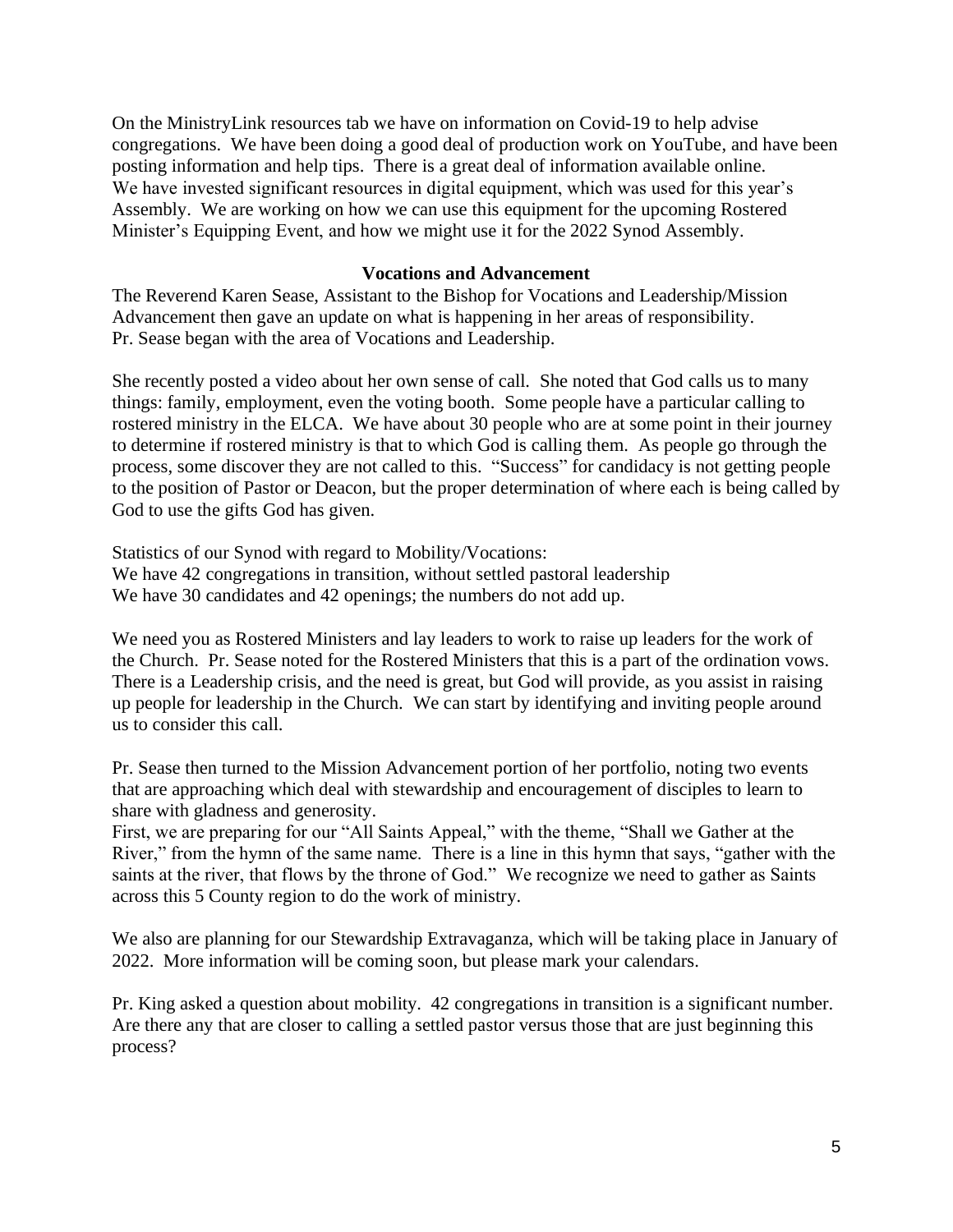On the MinistryLink resources tab we have on information on Covid-19 to help advise congregations. We have been doing a good deal of production work on YouTube, and have been posting information and help tips. There is a great deal of information available online. We have invested significant resources in digital equipment, which was used for this year's Assembly. We are working on how we can use this equipment for the upcoming Rostered Minister's Equipping Event, and how we might use it for the 2022 Synod Assembly.

**Vocations and Advancement**

The Reverend Karen Sease, Assistant to the Bishop for Vocations and Leadership/Mission Advancement then gave an update on what is happening in her areas of responsibility. Pr. Sease began with the area of Vocations and Leadership.

She recently posted a video about her own sense of call. She noted that God calls us to many things: family, employment, even the voting booth. Some people have a particular calling to rostered ministry in the ELCA. We have about 30 people who are at some point in their journey to determine if rostered ministry is that to which God is calling them. As people go through the process, some discover they are not called to this. "Success" for candidacy is not getting people to the position of Pastor or Deacon, but the proper determination of where each is being called by God to use the gifts God has given.

Statistics of our Synod with regard to Mobility/Vocations:
We have 42 congregations in transition, without settled pastoral leadership
We have 30 candidates and 42 openings; the numbers do not add up.

We need you as Rostered Ministers and lay leaders to work to raise up leaders for the work of the Church. Pr. Sease noted for the Rostered Ministers that this is a part of the ordination vows. There is a Leadership crisis, and the need is great, but God will provide, as you assist in raising up people for leadership in the Church. We can start by identifying and inviting people around us to consider this call.

Pr. Sease then turned to the Mission Advancement portion of her portfolio, noting two events that are approaching which deal with stewardship and encouragement of disciples to learn to share with gladness and generosity.
First, we are preparing for our "All Saints Appeal," with the theme, "Shall we Gather at the River," from the hymn of the same name. There is a line in this hymn that says, "gather with the saints at the river, that flows by the throne of God." We recognize we need to gather as Saints across this 5 County region to do the work of ministry.

We also are planning for our Stewardship Extravaganza, which will be taking place in January of 2022. More information will be coming soon, but please mark your calendars.

Pr. King asked a question about mobility. 42 congregations in transition is a significant number. Are there any that are closer to calling a settled pastor versus those that are just beginning this process?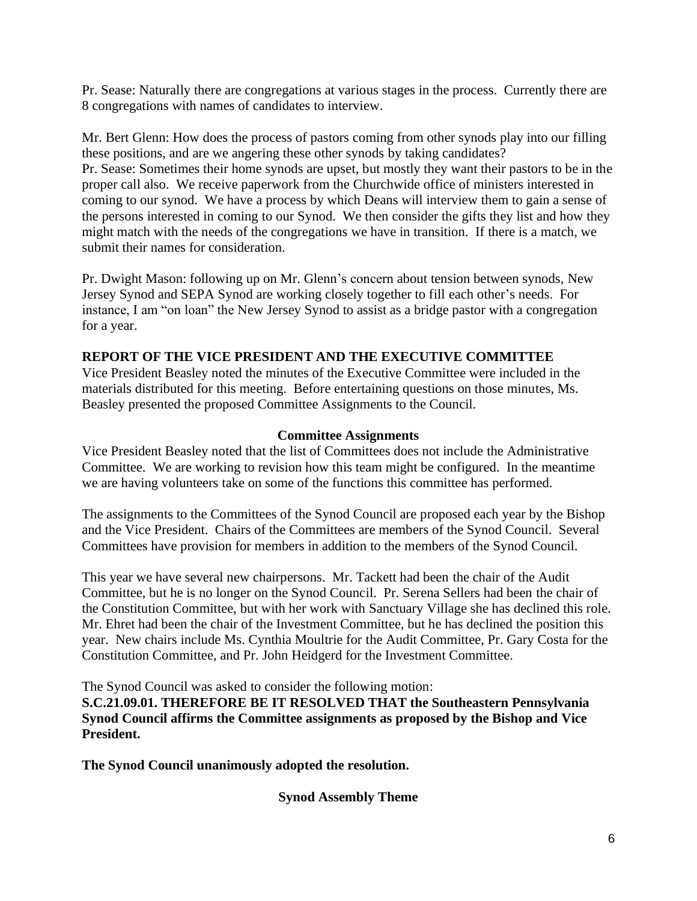Pr. Sease: Naturally there are congregations at various stages in the process. Currently there are 8 congregations with names of candidates to interview.

Mr. Bert Glenn: How does the process of pastors coming from other synods play into our filling these positions, and are we angering these other synods by taking candidates?
Pr. Sease: Sometimes their home synods are upset, but mostly they want their pastors to be in the proper call also. We receive paperwork from the Churchwide office of ministers interested in coming to our synod. We have a process by which Deans will interview them to gain a sense of the persons interested in coming to our Synod. We then consider the gifts they list and how they might match with the needs of the congregations we have in transition. If there is a match, we submit their names for consideration.

Pr. Dwight Mason: following up on Mr. Glenn's concern about tension between synods, New Jersey Synod and SEPA Synod are working closely together to fill each other's needs. For instance, I am "on loan" the New Jersey Synod to assist as a bridge pastor with a congregation for a year.

**REPORT OF THE VICE PRESIDENT AND THE EXECUTIVE COMMITTEE**

Vice President Beasley noted the minutes of the Executive Committee were included in the materials distributed for this meeting. Before entertaining questions on those minutes, Ms. Beasley presented the proposed Committee Assignments to the Council.

**Committee Assignments**

Vice President Beasley noted that the list of Committees does not include the Administrative Committee. We are working to revision how this team might be configured. In the meantime we are having volunteers take on some of the functions this committee has performed.

The assignments to the Committees of the Synod Council are proposed each year by the Bishop and the Vice President. Chairs of the Committees are members of the Synod Council. Several Committees have provision for members in addition to the members of the Synod Council.

This year we have several new chairpersons. Mr. Tackett had been the chair of the Audit Committee, but he is no longer on the Synod Council. Pr. Serena Sellers had been the chair of the Constitution Committee, but with her work with Sanctuary Village she has declined this role. Mr. Ehret had been the chair of the Investment Committee, but he has declined the position this year. New chairs include Ms. Cynthia Moultrie for the Audit Committee, Pr. Gary Costa for the Constitution Committee, and Pr. John Heidgerd for the Investment Committee.

The Synod Council was asked to consider the following motion:
**S.C.21.09.01. THEREFORE BE IT RESOLVED THAT the Southeastern Pennsylvania Synod Council affirms the Committee assignments as proposed by the Bishop and Vice President.**

**The Synod Council unanimously adopted the resolution.**

**Synod Assembly Theme**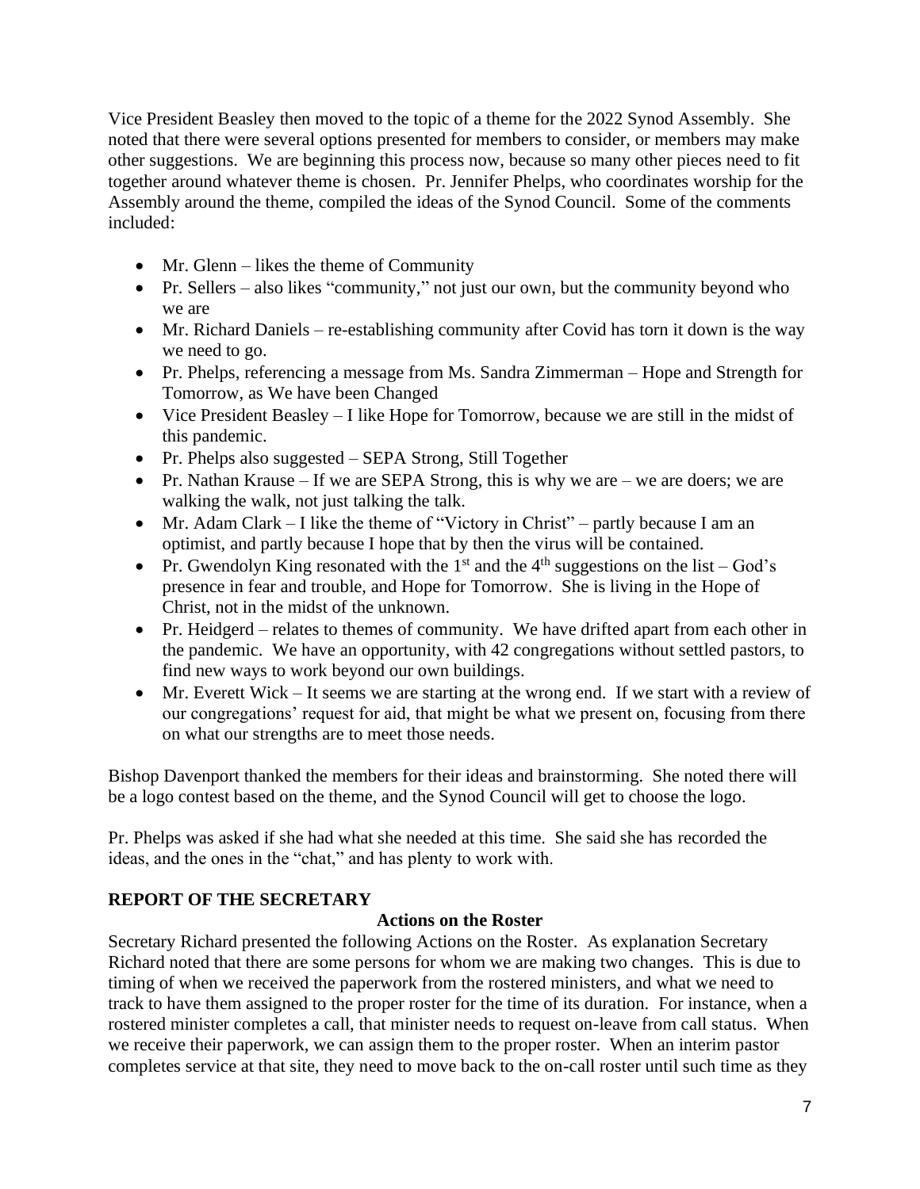Vice President Beasley then moved to the topic of a theme for the 2022 Synod Assembly. She noted that there were several options presented for members to consider, or members may make other suggestions. We are beginning this process now, because so many other pieces need to fit together around whatever theme is chosen. Pr. Jennifer Phelps, who coordinates worship for the Assembly around the theme, compiled the ideas of the Synod Council. Some of the comments included:

- Mr. Glenn – likes the theme of Community
- Pr. Sellers – also likes "community," not just our own, but the community beyond who we are
- Mr. Richard Daniels – re-establishing community after Covid has torn it down is the way we need to go.
- Pr. Phelps, referencing a message from Ms. Sandra Zimmerman – Hope and Strength for Tomorrow, as We have been Changed
- Vice President Beasley – I like Hope for Tomorrow, because we are still in the midst of this pandemic.
- Pr. Phelps also suggested – SEPA Strong, Still Together
- Pr. Nathan Krause – If we are SEPA Strong, this is why we are – we are doers; we are walking the walk, not just talking the talk.
- Mr. Adam Clark – I like the theme of "Victory in Christ" – partly because I am an optimist, and partly because I hope that by then the virus will be contained.
- Pr. Gwendolyn King resonated with the 1st and the 4th suggestions on the list – God's presence in fear and trouble, and Hope for Tomorrow. She is living in the Hope of Christ, not in the midst of the unknown.
- Pr. Heidgerd – relates to themes of community. We have drifted apart from each other in the pandemic. We have an opportunity, with 42 congregations without settled pastors, to find new ways to work beyond our own buildings.
- Mr. Everett Wick – It seems we are starting at the wrong end. If we start with a review of our congregations' request for aid, that might be what we present on, focusing from there on what our strengths are to meet those needs.

Bishop Davenport thanked the members for their ideas and brainstorming. She noted there will be a logo contest based on the theme, and the Synod Council will get to choose the logo.

Pr. Phelps was asked if she had what she needed at this time. She said she has recorded the ideas, and the ones in the "chat," and has plenty to work with.

## REPORT OF THE SECRETARY

### Actions on the Roster

Secretary Richard presented the following Actions on the Roster. As explanation Secretary Richard noted that there are some persons for whom we are making two changes. This is due to timing of when we received the paperwork from the rostered ministers, and what we need to track to have them assigned to the proper roster for the time of its duration. For instance, when a rostered minister completes a call, that minister needs to request on-leave from call status. When we receive their paperwork, we can assign them to the proper roster. When an interim pastor completes service at that site, they need to move back to the on-call roster until such time as they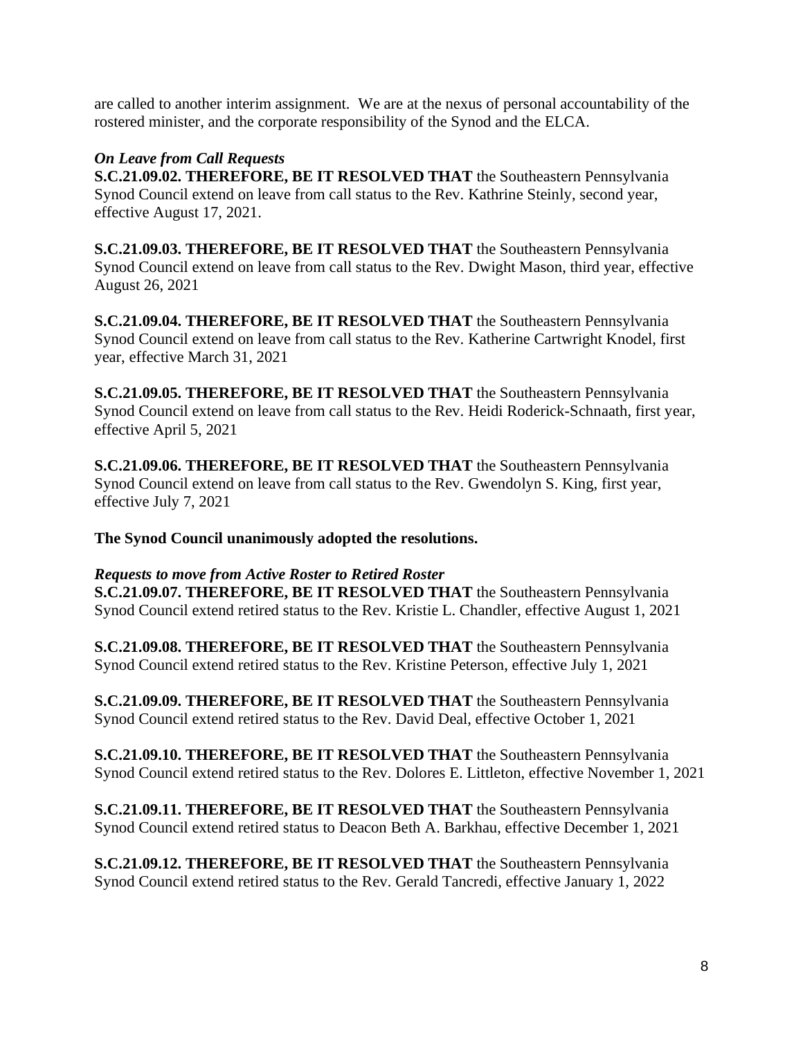are called to another interim assignment. We are at the nexus of personal accountability of the rostered minister, and the corporate responsibility of the Synod and the ELCA.

***On Leave from Call Requests***

**S.C.21.09.02. THEREFORE, BE IT RESOLVED THAT** the Southeastern Pennsylvania Synod Council extend on leave from call status to the Rev. Kathrine Steinly, second year, effective August 17, 2021.

**S.C.21.09.03. THEREFORE, BE IT RESOLVED THAT** the Southeastern Pennsylvania Synod Council extend on leave from call status to the Rev. Dwight Mason, third year, effective August 26, 2021

**S.C.21.09.04. THEREFORE, BE IT RESOLVED THAT** the Southeastern Pennsylvania Synod Council extend on leave from call status to the Rev. Katherine Cartwright Knodel, first year, effective March 31, 2021

**S.C.21.09.05. THEREFORE, BE IT RESOLVED THAT** the Southeastern Pennsylvania Synod Council extend on leave from call status to the Rev. Heidi Roderick-Schnaath, first year, effective April 5, 2021

**S.C.21.09.06. THEREFORE, BE IT RESOLVED THAT** the Southeastern Pennsylvania Synod Council extend on leave from call status to the Rev. Gwendolyn S. King, first year, effective July 7, 2021

**The Synod Council unanimously adopted the resolutions.**

***Requests to move from Active Roster to Retired Roster***

**S.C.21.09.07. THEREFORE, BE IT RESOLVED THAT** the Southeastern Pennsylvania Synod Council extend retired status to the Rev. Kristie L. Chandler, effective August 1, 2021

**S.C.21.09.08. THEREFORE, BE IT RESOLVED THAT** the Southeastern Pennsylvania Synod Council extend retired status to the Rev. Kristine Peterson, effective July 1, 2021

**S.C.21.09.09. THEREFORE, BE IT RESOLVED THAT** the Southeastern Pennsylvania Synod Council extend retired status to the Rev. David Deal, effective October 1, 2021

**S.C.21.09.10. THEREFORE, BE IT RESOLVED THAT** the Southeastern Pennsylvania Synod Council extend retired status to the Rev. Dolores E. Littleton, effective November 1, 2021

**S.C.21.09.11. THEREFORE, BE IT RESOLVED THAT** the Southeastern Pennsylvania Synod Council extend retired status to Deacon Beth A. Barkhau, effective December 1, 2021

**S.C.21.09.12. THEREFORE, BE IT RESOLVED THAT** the Southeastern Pennsylvania Synod Council extend retired status to the Rev. Gerald Tancredi, effective January 1, 2022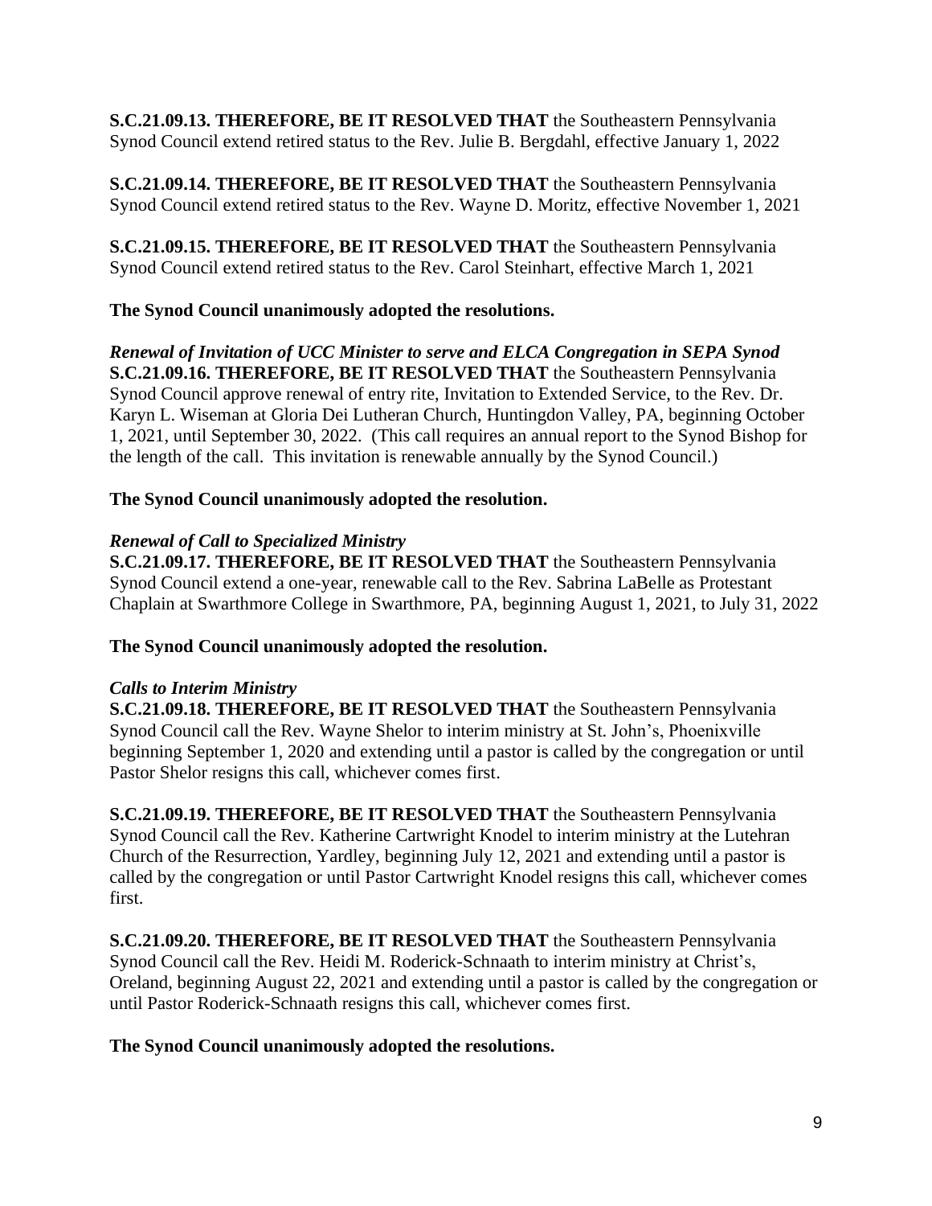**S.C.21.09.13. THEREFORE, BE IT RESOLVED THAT** the Southeastern Pennsylvania Synod Council extend retired status to the Rev. Julie B. Bergdahl, effective January 1, 2022

**S.C.21.09.14. THEREFORE, BE IT RESOLVED THAT** the Southeastern Pennsylvania Synod Council extend retired status to the Rev. Wayne D. Moritz, effective November 1, 2021

**S.C.21.09.15. THEREFORE, BE IT RESOLVED THAT** the Southeastern Pennsylvania Synod Council extend retired status to the Rev. Carol Steinhart, effective March 1, 2021

**The Synod Council unanimously adopted the resolutions.**

***Renewal of Invitation of UCC Minister to serve and ELCA Congregation in SEPA Synod***

**S.C.21.09.16. THEREFORE, BE IT RESOLVED THAT** the Southeastern Pennsylvania Synod Council approve renewal of entry rite, Invitation to Extended Service, to the Rev. Dr. Karyn L. Wiseman at Gloria Dei Lutheran Church, Huntingdon Valley, PA, beginning October 1, 2021, until September 30, 2022. (This call requires an annual report to the Synod Bishop for the length of the call. This invitation is renewable annually by the Synod Council.)

**The Synod Council unanimously adopted the resolution.**

***Renewal of Call to Specialized Ministry***

**S.C.21.09.17. THEREFORE, BE IT RESOLVED THAT** the Southeastern Pennsylvania Synod Council extend a one-year, renewable call to the Rev. Sabrina LaBelle as Protestant Chaplain at Swarthmore College in Swarthmore, PA, beginning August 1, 2021, to July 31, 2022

**The Synod Council unanimously adopted the resolution.**

***Calls to Interim Ministry***

**S.C.21.09.18. THEREFORE, BE IT RESOLVED THAT** the Southeastern Pennsylvania Synod Council call the Rev. Wayne Shelor to interim ministry at St. John's, Phoenixville beginning September 1, 2020 and extending until a pastor is called by the congregation or until Pastor Shelor resigns this call, whichever comes first.

**S.C.21.09.19. THEREFORE, BE IT RESOLVED THAT** the Southeastern Pennsylvania Synod Council call the Rev. Katherine Cartwright Knodel to interim ministry at the Lutehran Church of the Resurrection, Yardley, beginning July 12, 2021 and extending until a pastor is called by the congregation or until Pastor Cartwright Knodel resigns this call, whichever comes first.

**S.C.21.09.20. THEREFORE, BE IT RESOLVED THAT** the Southeastern Pennsylvania Synod Council call the Rev. Heidi M. Roderick-Schnaath to interim ministry at Christ's, Oreland, beginning August 22, 2021 and extending until a pastor is called by the congregation or until Pastor Roderick-Schnaath resigns this call, whichever comes first.

**The Synod Council unanimously adopted the resolutions.**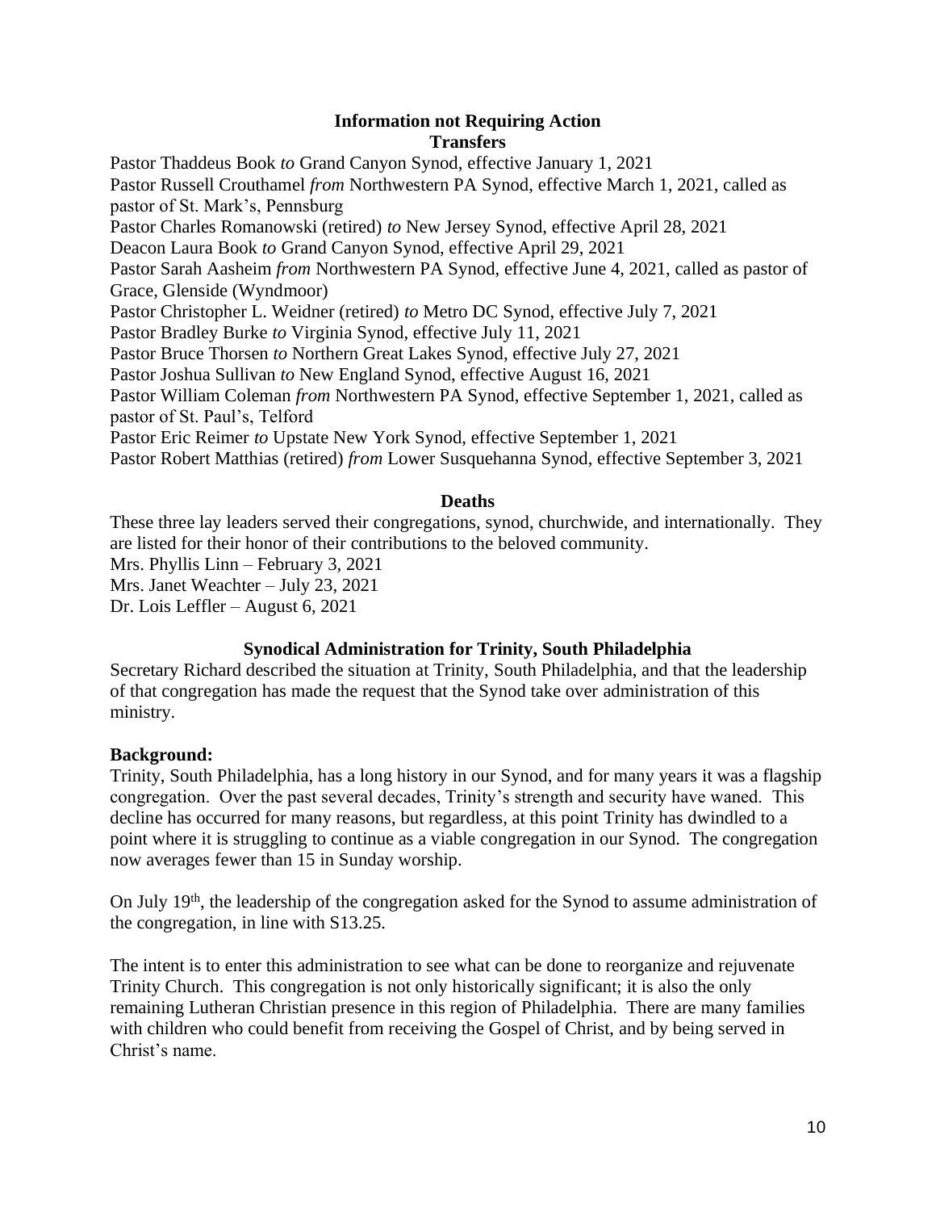### Information not Requiring Action

### Transfers

Pastor Thaddeus Book *to* Grand Canyon Synod, effective January 1, 2021
Pastor Russell Crouthamel *from* Northwestern PA Synod, effective March 1, 2021, called as pastor of St. Mark's, Pennsburg
Pastor Charles Romanowski (retired) *to* New Jersey Synod, effective April 28, 2021
Deacon Laura Book *to* Grand Canyon Synod, effective April 29, 2021
Pastor Sarah Aasheim *from* Northwestern PA Synod, effective June 4, 2021, called as pastor of Grace, Glenside (Wyndmoor)
Pastor Christopher L. Weidner (retired) *to* Metro DC Synod, effective July 7, 2021
Pastor Bradley Burke *to* Virginia Synod, effective July 11, 2021
Pastor Bruce Thorsen *to* Northern Great Lakes Synod, effective July 27, 2021
Pastor Joshua Sullivan *to* New England Synod, effective August 16, 2021
Pastor William Coleman *from* Northwestern PA Synod, effective September 1, 2021, called as pastor of St. Paul's, Telford
Pastor Eric Reimer *to* Upstate New York Synod, effective September 1, 2021
Pastor Robert Matthias (retired) *from* Lower Susquehanna Synod, effective September 3, 2021

### Deaths

These three lay leaders served their congregations, synod, churchwide, and internationally. They are listed for their honor of their contributions to the beloved community.
Mrs. Phyllis Linn – February 3, 2021
Mrs. Janet Weachter – July 23, 2021
Dr. Lois Leffler – August 6, 2021

### Synodical Administration for Trinity, South Philadelphia

Secretary Richard described the situation at Trinity, South Philadelphia, and that the leadership of that congregation has made the request that the Synod take over administration of this ministry.

**Background:**

Trinity, South Philadelphia, has a long history in our Synod, and for many years it was a flagship congregation. Over the past several decades, Trinity's strength and security have waned. This decline has occurred for many reasons, but regardless, at this point Trinity has dwindled to a point where it is struggling to continue as a viable congregation in our Synod. The congregation now averages fewer than 15 in Sunday worship.

On July 19th, the leadership of the congregation asked for the Synod to assume administration of the congregation, in line with S13.25.

The intent is to enter this administration to see what can be done to reorganize and rejuvenate Trinity Church. This congregation is not only historically significant; it is also the only remaining Lutheran Christian presence in this region of Philadelphia. There are many families with children who could benefit from receiving the Gospel of Christ, and by being served in Christ's name.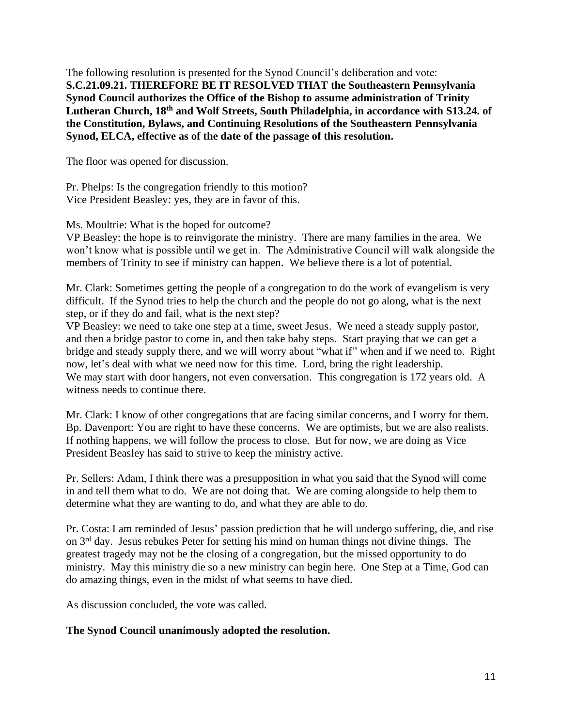The following resolution is presented for the Synod Council's deliberation and vote:
**S.C.21.09.21. THEREFORE BE IT RESOLVED THAT the Southeastern Pennsylvania Synod Council authorizes the Office of the Bishop to assume administration of Trinity Lutheran Church, 18th and Wolf Streets, South Philadelphia, in accordance with S13.24. of the Constitution, Bylaws, and Continuing Resolutions of the Southeastern Pennsylvania Synod, ELCA, effective as of the date of the passage of this resolution.**

The floor was opened for discussion.

Pr. Phelps: Is the congregation friendly to this motion?
Vice President Beasley: yes, they are in favor of this.

Ms. Moultrie: What is the hoped for outcome?
VP Beasley: the hope is to reinvigorate the ministry. There are many families in the area. We won't know what is possible until we get in. The Administrative Council will walk alongside the members of Trinity to see if ministry can happen. We believe there is a lot of potential.

Mr. Clark: Sometimes getting the people of a congregation to do the work of evangelism is very difficult. If the Synod tries to help the church and the people do not go along, what is the next step, or if they do and fail, what is the next step?
VP Beasley: we need to take one step at a time, sweet Jesus. We need a steady supply pastor, and then a bridge pastor to come in, and then take baby steps. Start praying that we can get a bridge and steady supply there, and we will worry about "what if" when and if we need to. Right now, let's deal with what we need now for this time. Lord, bring the right leadership.
We may start with door hangers, not even conversation. This congregation is 172 years old. A witness needs to continue there.

Mr. Clark: I know of other congregations that are facing similar concerns, and I worry for them.
Bp. Davenport: You are right to have these concerns. We are optimists, but we are also realists. If nothing happens, we will follow the process to close. But for now, we are doing as Vice President Beasley has said to strive to keep the ministry active.

Pr. Sellers: Adam, I think there was a presupposition in what you said that the Synod will come in and tell them what to do. We are not doing that. We are coming alongside to help them to determine what they are wanting to do, and what they are able to do.

Pr. Costa: I am reminded of Jesus' passion prediction that he will undergo suffering, die, and rise on 3rd day. Jesus rebukes Peter for setting his mind on human things not divine things. The greatest tragedy may not be the closing of a congregation, but the missed opportunity to do ministry. May this ministry die so a new ministry can begin here. One Step at a Time, God can do amazing things, even in the midst of what seems to have died.

As discussion concluded, the vote was called.

**The Synod Council unanimously adopted the resolution.**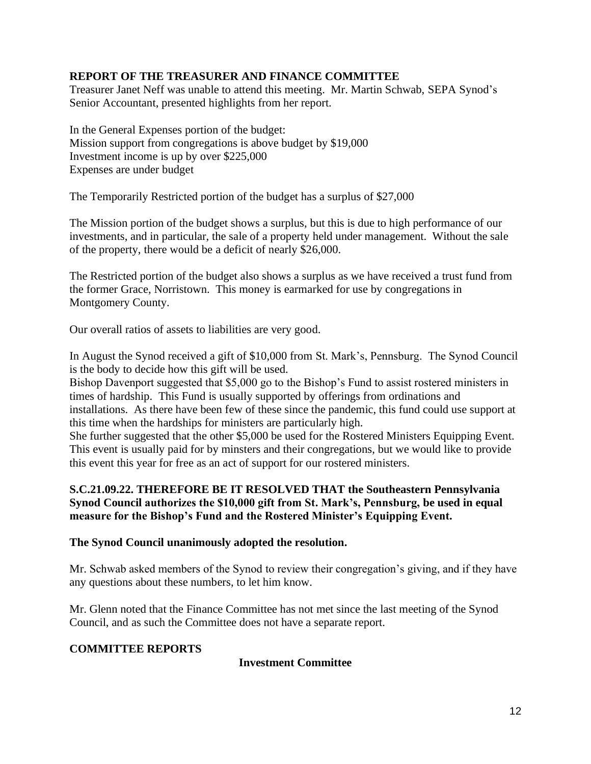## REPORT OF THE TREASURER AND FINANCE COMMITTEE

Treasurer Janet Neff was unable to attend this meeting. Mr. Martin Schwab, SEPA Synod's Senior Accountant, presented highlights from her report.

In the General Expenses portion of the budget:
Mission support from congregations is above budget by $19,000
Investment income is up by over $225,000
Expenses are under budget

The Temporarily Restricted portion of the budget has a surplus of $27,000

The Mission portion of the budget shows a surplus, but this is due to high performance of our investments, and in particular, the sale of a property held under management. Without the sale of the property, there would be a deficit of nearly $26,000.

The Restricted portion of the budget also shows a surplus as we have received a trust fund from the former Grace, Norristown. This money is earmarked for use by congregations in Montgomery County.

Our overall ratios of assets to liabilities are very good.

In August the Synod received a gift of $10,000 from St. Mark's, Pennsburg. The Synod Council is the body to decide how this gift will be used.
Bishop Davenport suggested that $5,000 go to the Bishop's Fund to assist rostered ministers in times of hardship. This Fund is usually supported by offerings from ordinations and installations. As there have been few of these since the pandemic, this fund could use support at this time when the hardships for ministers are particularly high.
She further suggested that the other $5,000 be used for the Rostered Ministers Equipping Event. This event is usually paid for by minsters and their congregations, but we would like to provide this event this year for free as an act of support for our rostered ministers.

**S.C.21.09.22. THEREFORE BE IT RESOLVED THAT the Southeastern Pennsylvania Synod Council authorizes the $10,000 gift from St. Mark's, Pennsburg, be used in equal measure for the Bishop's Fund and the Rostered Minister's Equipping Event.**

**The Synod Council unanimously adopted the resolution.**

Mr. Schwab asked members of the Synod to review their congregation's giving, and if they have any questions about these numbers, to let him know.

Mr. Glenn noted that the Finance Committee has not met since the last meeting of the Synod Council, and as such the Committee does not have a separate report.

## COMMITTEE REPORTS

### Investment Committee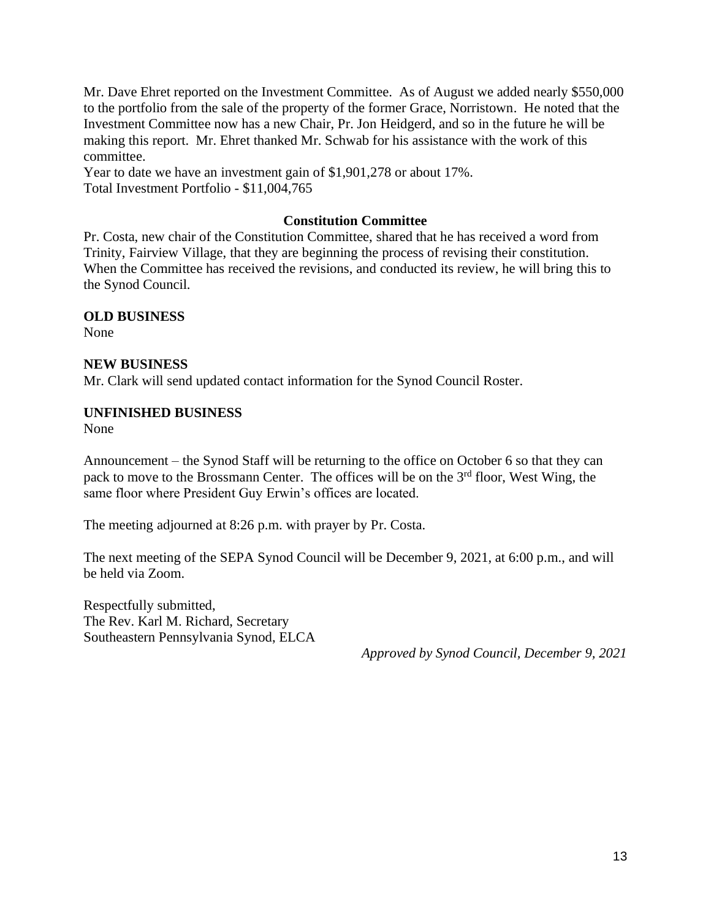Mr. Dave Ehret reported on the Investment Committee. As of August we added nearly $550,000 to the portfolio from the sale of the property of the former Grace, Norristown. He noted that the Investment Committee now has a new Chair, Pr. Jon Heidgerd, and so in the future he will be making this report. Mr. Ehret thanked Mr. Schwab for his assistance with the work of this committee.

Year to date we have an investment gain of $1,901,278 or about 17%.
Total Investment Portfolio - $11,004,765

**Constitution Committee**

Pr. Costa, new chair of the Constitution Committee, shared that he has received a word from Trinity, Fairview Village, that they are beginning the process of revising their constitution. When the Committee has received the revisions, and conducted its review, he will bring this to the Synod Council.

**OLD BUSINESS**

None

**NEW BUSINESS**

Mr. Clark will send updated contact information for the Synod Council Roster.

**UNFINISHED BUSINESS**

None

Announcement – the Synod Staff will be returning to the office on October 6 so that they can pack to move to the Brossmann Center. The offices will be on the 3rd floor, West Wing, the same floor where President Guy Erwin's offices are located.

The meeting adjourned at 8:26 p.m. with prayer by Pr. Costa.

The next meeting of the SEPA Synod Council will be December 9, 2021, at 6:00 p.m., and will be held via Zoom.

Respectfully submitted,
The Rev. Karl M. Richard, Secretary
Southeastern Pennsylvania Synod, ELCA

*Approved by Synod Council, December 9, 2021*